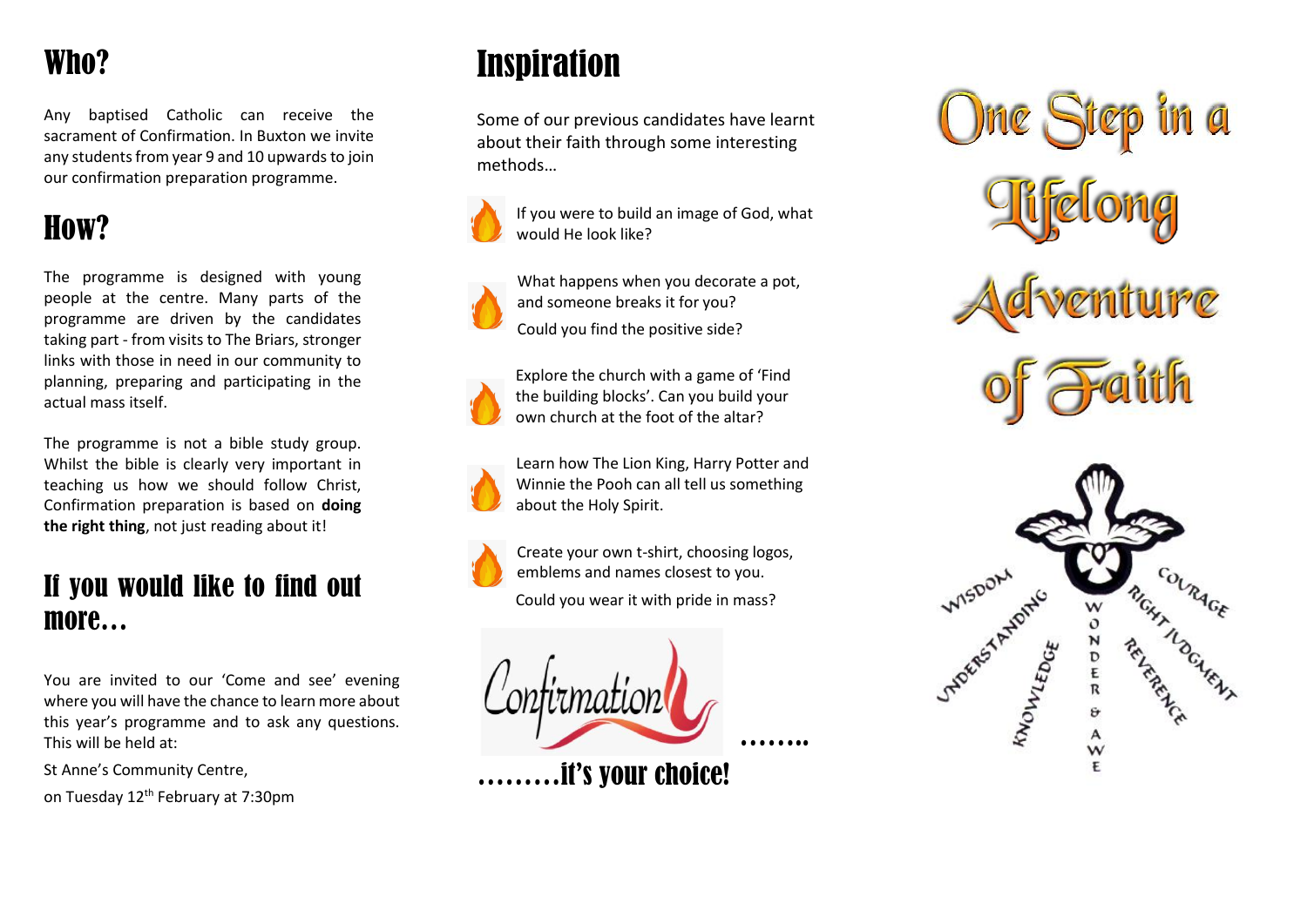## Who?

Any baptised Catholic can receive the sacrament of Confirmation. In Buxton we invite any students from year 9 and 10 upwards to join our confirmation preparation programme.

## How?

The programme is designed with young people at the centre. Many parts of the programme are driven by the candidates taking part - from visits to The Briars, stronger links with those in need in our community to planning, preparing and participating in the actual mass itself.

The programme is not a bible study group. Whilst the bible is clearly very important in teaching us how we should follow Christ, Confirmation preparation is based on **doing the right thing**, not just reading about it!

## If you would like to find out more…

You are invited to our 'Come and see' evening where you will have the chance to learn more about this year's programme and to ask any questions. This will be held at:

St Anne's Community Centre,

on Tuesday 12th February at 7:30pm

## Inspiration

Some of our previous candidates have learnt about their faith through some interesting methods…

- If you were to build an image of God, what would He look like?
- What happens when you decorate a pot, and someone breaks it for you?

  Could you find the positive side?
- Explore the church with a game of 'Find the building blocks'. Can you build your own church at the foot of the altar?
- Learn how The Lion King, Harry Potter and Winnie the Pooh can all tell us something about the Holy Spirit.
- Create your own t-shirt, choosing logos, emblems and names closest to you.

  Could you wear it with pride in mass?

Confirmation ……..

………it's your choice!

# One Step in a Lifelong Adventure of Faith

WISDOM · UNDERSTANDING · KNOWLEDGE · WONDER & AWE · REVERENCE · RIGHT JUDGEMENT · COURAGE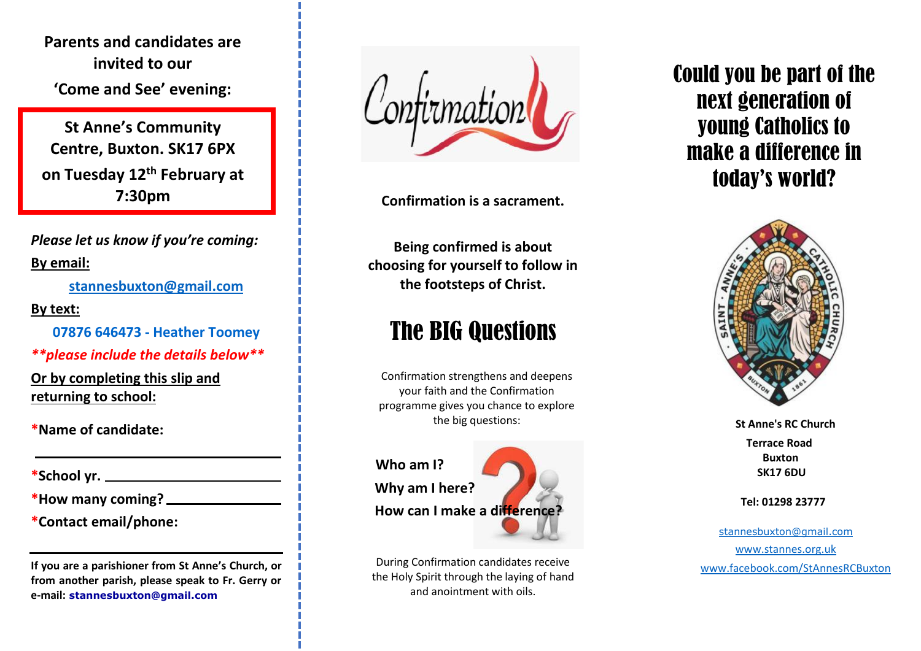Parents and candidates are invited to our 'Come and See' evening:

**St Anne's Community Centre, Buxton. SK17 6PX**
**on Tuesday 12th February at 7:30pm**

*Please let us know if you're coming:*

**By email:**

stannesbuxton@gmail.com

**By text:**

07876 646473 - Heather Toomey

***please include the details below***

**Or by completing this slip and returning to school:**

*Name of candidate: ______________________

*School yr. ______________________

*How many coming? ______________________

*Contact email/phone: ______________________

**If you are a parishioner from St Anne's Church, or from another parish, please speak to Fr. Gerry or e-mail: stannesbuxton@gmail.com**

# Confirmation

**Confirmation is a sacrament.**

**Being confirmed is about choosing for yourself to follow in the footsteps of Christ.**

## The BIG Questions

Confirmation strengthens and deepens your faith and the Confirmation programme gives you chance to explore the big questions:

**Who am I?**
**Why am I here?**
**How can I make a difference?**

During Confirmation candidates receive the Holy Spirit through the laying of hand and anointment with oils.

## Could you be part of the next generation of young Catholics to make a difference in today's world?

**St Anne's RC Church**
**Terrace Road**
**Buxton**
**SK17 6DU**

**Tel: 01298 23777**

stannesbuxton@gmail.com
www.stannes.org.uk
www.facebook.com/StAnnesRCBuxton